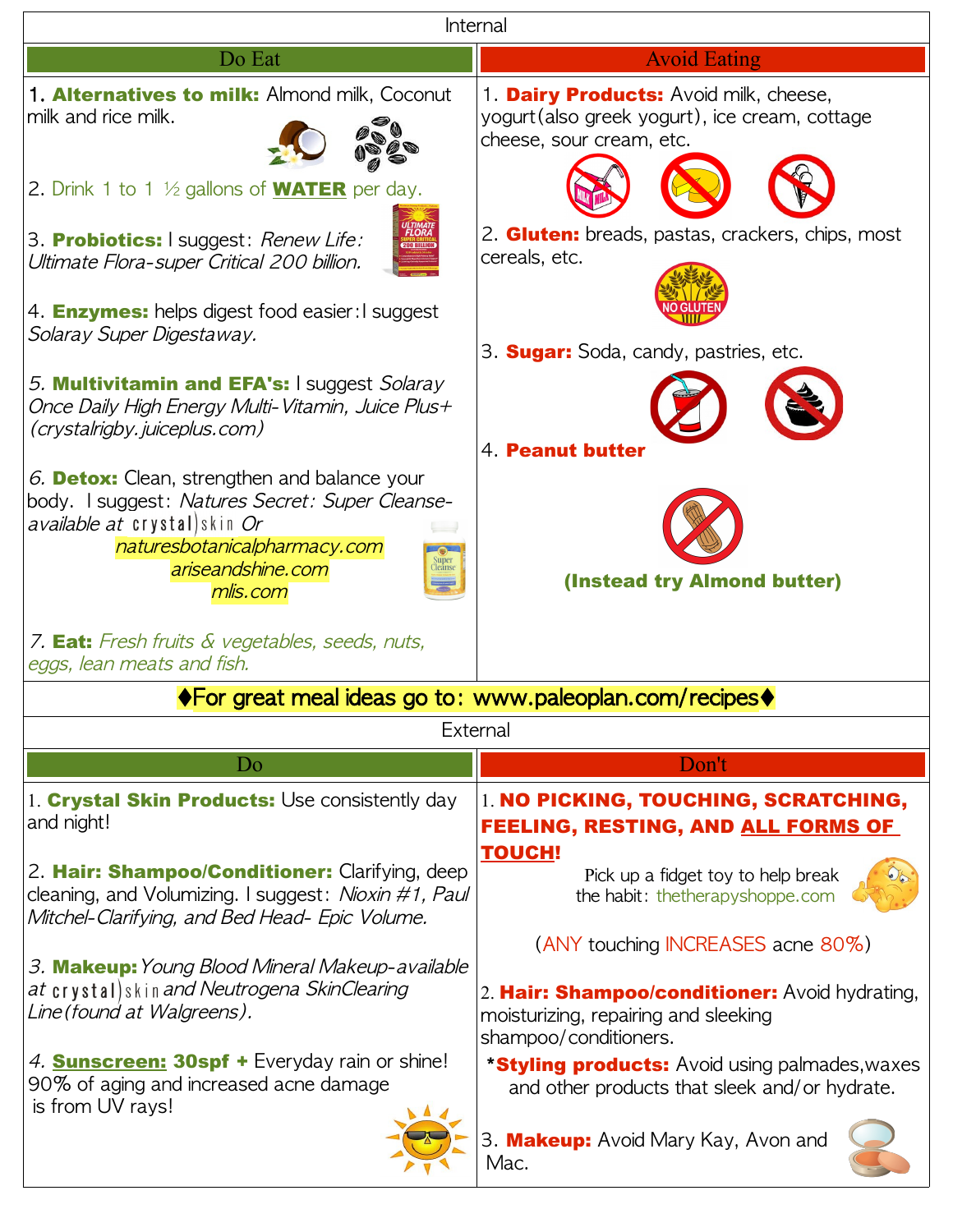## Internal

| Do Eat | Avoid Eating |
|---|---|
| 1. **Alternatives to milk:** Almond milk, Coconut milk and rice milk.<br><br>2. Drink 1 to 1 ½ gallons of **WATER** per day.<br><br>3. **Probiotics:** I suggest: *Renew Life: Ultimate Flora-super Critical 200 billion.*<br><br>4. **Enzymes:** helps digest food easier: I suggest *Solaray Super Digestaway.*<br><br>*5.* **Multivitamin and EFA's:** I suggest *Solaray Once Daily High Energy Multi-Vitamin, Juice Plus+ (crystalrigby.juiceplus.com)*<br><br>*6.* **Detox:** Clean, strengthen and balance your body. I suggest: *Natures Secret: Super Cleanse-available at* crystal\|skin *Or* *naturesbotanicalpharmacy.com* *ariseandshine.com* *mlis.com*<br><br>*7.* **Eat:** *Fresh fruits & vegetables, seeds, nuts, eggs, lean meats and fish.* | 1. **Dairy Products:** Avoid milk, cheese, yogurt(also greek yogurt), ice cream, cottage cheese, sour cream, etc.<br><br>2. **Gluten:** breads, pastas, crackers, chips, most cereals, etc.<br><br>3. **Sugar:** Soda, candy, pastries, etc.<br><br>4. **Peanut butter**<br><br>**(Instead try Almond butter)** |

♦For great meal ideas go to: www.paleoplan.com/recipes♦

## External

| Do | Don't |
|---|---|
| 1. **Crystal Skin Products:** Use consistently day and night!<br><br>2. **Hair: Shampoo/Conditioner:** Clarifying, deep cleaning, and Volumizing. I suggest: *Nioxin #1, Paul Mitchel-Clarifying, and Bed Head- Epic Volume.*<br><br>*3.* **Makeup:** *Young Blood Mineral Makeup-available at* crystal\|skin *and Neutrogena SkinClearing Line(found at Walgreens).*<br><br>*4.* **Sunscreen: 30spf +** Everyday rain or shine! 90% of aging and increased acne damage is from UV rays! | 1. **NO PICKING, TOUCHING, SCRATCHING, FEELING, RESTING, AND ALL FORMS OF TOUCH!**<br><br>Pick up a fidget toy to help break the habit: thetherapyshoppe.com<br><br>(ANY touching INCREASES acne 80%)<br><br>2. **Hair: Shampoo/conditioner:** Avoid hydrating, moisturizing, repairing and sleeking shampoo/conditioners.<br><br>***Styling products:** Avoid using palmades, waxes and other products that sleek and/or hydrate.<br><br>3. **Makeup:** Avoid Mary Kay, Avon and Mac. |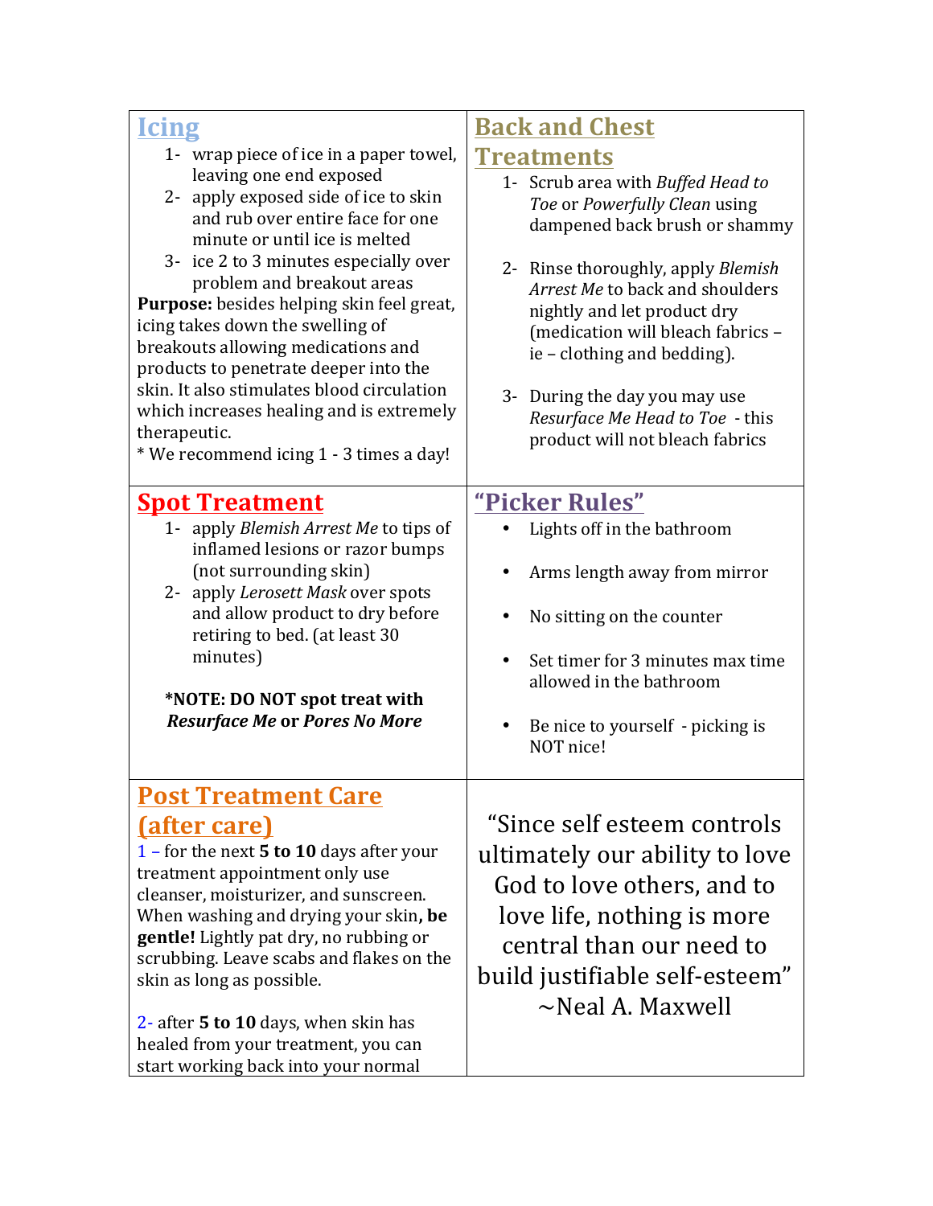## Icing

1- wrap piece of ice in a paper towel, leaving one end exposed
2- apply exposed side of ice to skin and rub over entire face for one minute or until ice is melted
3- ice 2 to 3 minutes especially over problem and breakout areas

**Purpose:** besides helping skin feel great, icing takes down the swelling of breakouts allowing medications and products to penetrate deeper into the skin. It also stimulates blood circulation which increases healing and is extremely therapeutic.

* We recommend icing 1 - 3 times a day!

## Back and Chest Treatments

1- Scrub area with *Buffed Head to Toe* or *Powerfully Clean* using dampened back brush or shammy

2- Rinse thoroughly, apply *Blemish Arrest Me* to back and shoulders nightly and let product dry (medication will bleach fabrics – ie – clothing and bedding).

3- During the day you may use *Resurface Me Head to Toe* - this product will not bleach fabrics

## Spot Treatment

1- apply *Blemish Arrest Me* to tips of inflamed lesions or razor bumps (not surrounding skin)
2- apply *Lerosett Mask* over spots and allow product to dry before retiring to bed. (at least 30 minutes)

***NOTE: DO NOT spot treat with *Resurface Me* or *Pores No More***

## "Picker Rules"

- Lights off in the bathroom
- Arms length away from mirror
- No sitting on the counter
- Set timer for 3 minutes max time allowed in the bathroom
- Be nice to yourself - picking is NOT nice!

## Post Treatment Care (after care)

1 – for the next **5 to 10** days after your treatment appointment only use cleanser, moisturizer, and sunscreen. When washing and drying your skin**, be gentle!** Lightly pat dry, no rubbing or scrubbing. Leave scabs and flakes on the skin as long as possible.

2- after **5 to 10** days, when skin has healed from your treatment, you can start working back into your normal

"Since self esteem controls ultimately our ability to love God to love others, and to love life, nothing is more central than our need to build justifiable self-esteem"
~Neal A. Maxwell